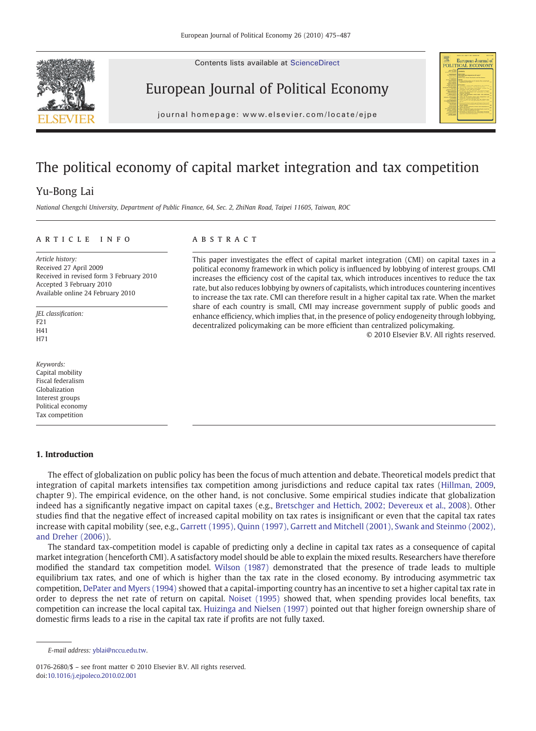# The political economy of capital market integration and tax competition

Yu-Bong Lai

*National Chengchi University, Department of Public Finance, 64, Sec. 2, ZhiNan Road, Taipei 11605, Taiwan, ROC*

## ARTICLE INFO

*Article history:*
Received 27 April 2009
Received in revised form 3 February 2010
Accepted 3 February 2010
Available online 24 February 2010

*JEL classification:*
F21
H41
H71

*Keywords:*
Capital mobility
Fiscal federalism
Globalization
Interest groups
Political economy
Tax competition

## ABSTRACT

This paper investigates the effect of capital market integration (CMI) on capital taxes in a political economy framework in which policy is influenced by lobbying of interest groups. CMI increases the efficiency cost of the capital tax, which introduces incentives to reduce the tax rate, but also reduces lobbying by owners of capitalists, which introduces countering incentives to increase the tax rate. CMI can therefore result in a higher capital tax rate. When the market share of each country is small, CMI may increase government supply of public goods and enhance efficiency, which implies that, in the presence of policy endogeneity through lobbying, decentralized policymaking can be more efficient than centralized policymaking.

© 2010 Elsevier B.V. All rights reserved.

## 1. Introduction

The effect of globalization on public policy has been the focus of much attention and debate. Theoretical models predict that integration of capital markets intensifies tax competition among jurisdictions and reduce capital tax rates (Hillman, 2009, chapter 9). The empirical evidence, on the other hand, is not conclusive. Some empirical studies indicate that globalization indeed has a significantly negative impact on capital taxes (e.g., Bretschger and Hettich, 2002; Devereux et al., 2008). Other studies find that the negative effect of increased capital mobility on tax rates is insignificant or even that the capital tax rates increase with capital mobility (see, e.g., Garrett (1995), Quinn (1997), Garrett and Mitchell (2001), Swank and Steinmo (2002), and Dreher (2006)).

The standard tax-competition model is capable of predicting only a decline in capital tax rates as a consequence of capital market integration (henceforth CMI). A satisfactory model should be able to explain the mixed results. Researchers have therefore modified the standard tax competition model. Wilson (1987) demonstrated that the presence of trade leads to multiple equilibrium tax rates, and one of which is higher than the tax rate in the closed economy. By introducing asymmetric tax competition, DePater and Myers (1994) showed that a capital-importing country has an incentive to set a higher capital tax rate in order to depress the net rate of return on capital. Noiset (1995) showed that, when spending provides local benefits, tax competition can increase the local capital tax. Huizinga and Nielsen (1997) pointed out that higher foreign ownership share of domestic firms leads to a rise in the capital tax rate if profits are not fully taxed.

*E-mail address:* yblai@nccu.edu.tw.

0176-2680/$ – see front matter © 2010 Elsevier B.V. All rights reserved.
doi:10.1016/j.ejpoleco.2010.02.001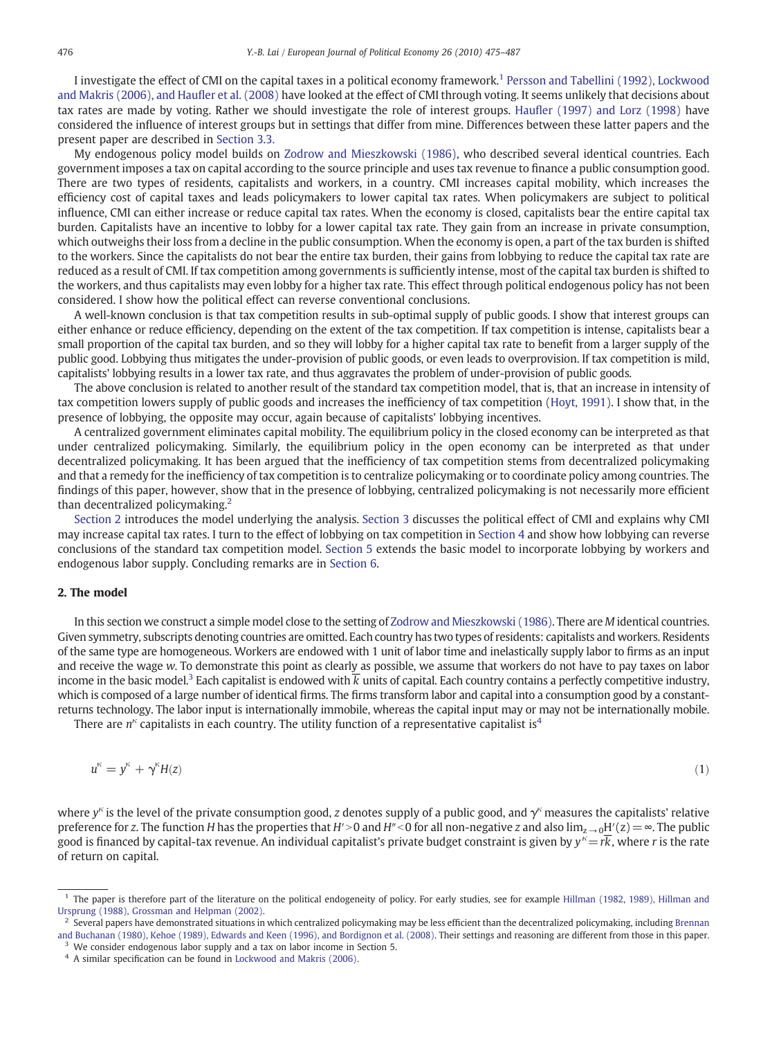I investigate the effect of CMI on the capital taxes in a political economy framework.[1] Persson and Tabellini (1992), Lockwood and Makris (2006), and Haufler et al. (2008) have looked at the effect of CMI through voting. It seems unlikely that decisions about tax rates are made by voting. Rather we should investigate the role of interest groups. Haufler (1997) and Lorz (1998) have considered the influence of interest groups but in settings that differ from mine. Differences between these latter papers and the present paper are described in Section 3.3.

My endogenous policy model builds on Zodrow and Mieszkowski (1986), who described several identical countries. Each government imposes a tax on capital according to the source principle and uses tax revenue to finance a public consumption good. There are two types of residents, capitalists and workers, in a country. CMI increases capital mobility, which increases the efficiency cost of capital taxes and leads policymakers to lower capital tax rates. When policymakers are subject to political influence, CMI can either increase or reduce capital tax rates. When the economy is closed, capitalists bear the entire capital tax burden. Capitalists have an incentive to lobby for a lower capital tax rate. They gain from an increase in private consumption, which outweighs their loss from a decline in the public consumption. When the economy is open, a part of the tax burden is shifted to the workers. Since the capitalists do not bear the entire tax burden, their gains from lobbying to reduce the capital tax rate are reduced as a result of CMI. If tax competition among governments is sufficiently intense, most of the capital tax burden is shifted to the workers, and thus capitalists may even lobby for a higher tax rate. This effect through political endogenous policy has not been considered. I show how the political effect can reverse conventional conclusions.

A well-known conclusion is that tax competition results in sub-optimal supply of public goods. I show that interest groups can either enhance or reduce efficiency, depending on the extent of the tax competition. If tax competition is intense, capitalists bear a small proportion of the capital tax burden, and so they will lobby for a higher capital tax rate to benefit from a larger supply of the public good. Lobbying thus mitigates the under-provision of public goods, or even leads to overprovision. If tax competition is mild, capitalists' lobbying results in a lower tax rate, and thus aggravates the problem of under-provision of public goods.

The above conclusion is related to another result of the standard tax competition model, that is, that an increase in intensity of tax competition lowers supply of public goods and increases the inefficiency of tax competition (Hoyt, 1991). I show that, in the presence of lobbying, the opposite may occur, again because of capitalists' lobbying incentives.

A centralized government eliminates capital mobility. The equilibrium policy in the closed economy can be interpreted as that under centralized policymaking. Similarly, the equilibrium policy in the open economy can be interpreted as that under decentralized policymaking. It has been argued that the inefficiency of tax competition stems from decentralized policymaking and that a remedy for the inefficiency of tax competition is to centralize policymaking or to coordinate policy among countries. The findings of this paper, however, show that in the presence of lobbying, centralized policymaking is not necessarily more efficient than decentralized policymaking.[2]

Section 2 introduces the model underlying the analysis. Section 3 discusses the political effect of CMI and explains why CMI may increase capital tax rates. I turn to the effect of lobbying on tax competition in Section 4 and show how lobbying can reverse conclusions of the standard tax competition model. Section 5 extends the basic model to incorporate lobbying by workers and endogenous labor supply. Concluding remarks are in Section 6.

## 2. The model

In this section we construct a simple model close to the setting of Zodrow and Mieszkowski (1986). There are $M$ identical countries. Given symmetry, subscripts denoting countries are omitted. Each country has two types of residents: capitalists and workers. Residents of the same type are homogeneous. Workers are endowed with 1 unit of labor time and inelastically supply labor to firms as an input and receive the wage $w$. To demonstrate this point as clearly as possible, we assume that workers do not have to pay taxes on labor income in the basic model.[3] Each capitalist is endowed with $\overline{k}$ units of capital. Each country contains a perfectly competitive industry, which is composed of a large number of identical firms. The firms transform labor and capital into a consumption good by a constant-returns technology. The labor input is internationally immobile, whereas the capital input may or may not be internationally mobile.

There are $n^{\kappa}$ capitalists in each country. The utility function of a representative capitalist is[4]

$$u^{\kappa} = y^{\kappa} + \gamma^{\kappa} H(z) \tag{1}$$

where $y^{\kappa}$ is the level of the private consumption good, $z$ denotes supply of a public good, and $\gamma^{\kappa}$ measures the capitalists' relative preference for $z$. The function $H$ has the properties that $H' > 0$ and $H'' < 0$ for all non-negative $z$ and also $\lim_{z \to 0} H'(z) = \infty$. The public good is financed by capital-tax revenue. An individual capitalist's private budget constraint is given by $y^{\kappa} = r\overline{k}$, where $r$ is the rate of return on capital.

---

[1] The paper is therefore part of the literature on the political endogeneity of policy. For early studies, see for example Hillman (1982, 1989), Hillman and Ursprung (1988), Grossman and Helpman (2002).

[2] Several papers have demonstrated situations in which centralized policymaking may be less efficient than the decentralized policymaking, including Brennan and Buchanan (1980), Kehoe (1989), Edwards and Keen (1996), and Bordignon et al. (2008). Their settings and reasoning are different from those in this paper.

[3] We consider endogenous labor supply and a tax on labor income in Section 5.

[4] A similar specification can be found in Lockwood and Makris (2006).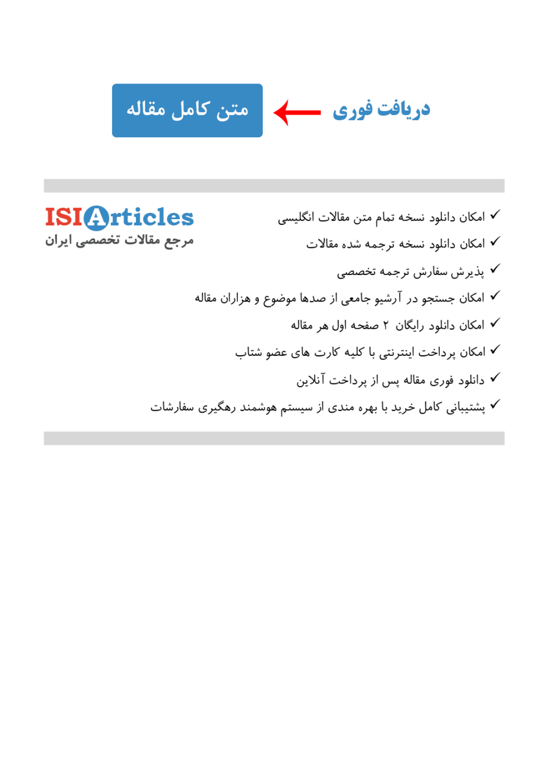دریافت فوری ← متن کامل مقاله

---

**ISIArticles**
مرجع مقالات تخصصی ایران

- ✓ امکان دانلود نسخه تمام متن مقالات انگلیسی
- ✓ امکان دانلود نسخه ترجمه شده مقالات
- ✓ پذیرش سفارش ترجمه تخصصی
- ✓ امکان جستجو در آرشیو جامعی از صدها موضوع و هزاران مقاله
- ✓ امکان دانلود رایگان ۲ صفحه اول هر مقاله
- ✓ امکان پرداخت اینترنتی با کلیه کارت های عضو شتاب
- ✓ دانلود فوری مقاله پس از پرداخت آنلاین
- ✓ پشتیبانی کامل خرید با بهره مندی از سیستم هوشمند رهگیری سفارشات

---